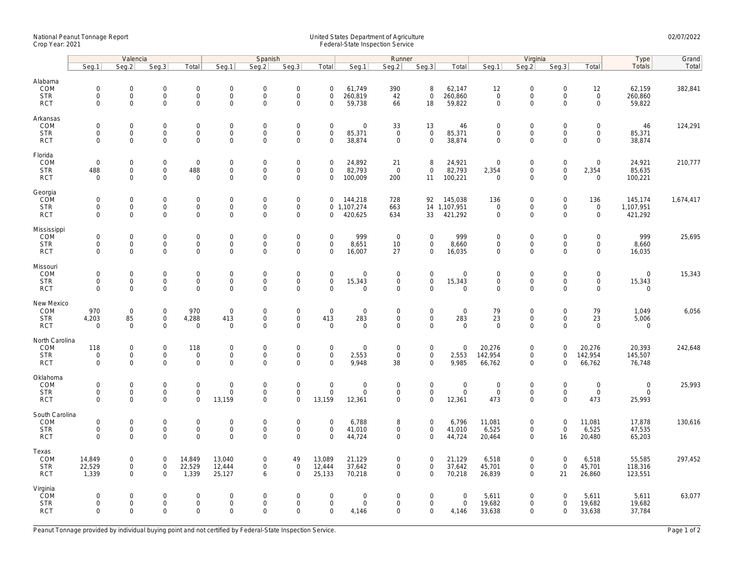National Peanut Tonnage Report
Crop Year: 2021

United States Department of Agriculture
Federal-State Inspection Service

02/07/2022

| | Valencia | | | | Spanish | | | | Runner | | | | Virginia | | | | Type | Grand |
|---|---|---|---|---|---|---|---|---|---|---|---|---|---|---|---|---|---|---|
| | Seg.1 | Seg.2 | Seg.3 | Total | Seg.1 | Seg.2 | Seg.3 | Total | Seg.1 | Seg.2 | Seg.3 | Total | Seg.1 | Seg.2 | Seg.3 | Total | Totals | Total |
| **Alabama** | | | | | | | | | | | | | | | | | | |
| COM | 0 | 0 | 0 | 0 | 0 | 0 | 0 | 0 | 61,749 | 390 | 8 | 62,147 | 12 | 0 | 0 | 12 | 62,159 | 382,841 |
| STR | 0 | 0 | 0 | 0 | 0 | 0 | 0 | 0 | 260,819 | 42 | 0 | 260,860 | 0 | 0 | 0 | 0 | 260,860 | |
| RCT | 0 | 0 | 0 | 0 | 0 | 0 | 0 | 0 | 59,738 | 66 | 18 | 59,822 | 0 | 0 | 0 | 0 | 59,822 | |
| **Arkansas** | | | | | | | | | | | | | | | | | | |
| COM | 0 | 0 | 0 | 0 | 0 | 0 | 0 | 0 | 0 | 33 | 13 | 46 | 0 | 0 | 0 | 0 | 46 | 124,291 |
| STR | 0 | 0 | 0 | 0 | 0 | 0 | 0 | 0 | 85,371 | 0 | 0 | 85,371 | 0 | 0 | 0 | 0 | 85,371 | |
| RCT | 0 | 0 | 0 | 0 | 0 | 0 | 0 | 0 | 38,874 | 0 | 0 | 38,874 | 0 | 0 | 0 | 0 | 38,874 | |
| **Florida** | | | | | | | | | | | | | | | | | | |
| COM | 0 | 0 | 0 | 0 | 0 | 0 | 0 | 0 | 24,892 | 21 | 8 | 24,921 | 0 | 0 | 0 | 0 | 24,921 | 210,777 |
| STR | 488 | 0 | 0 | 488 | 0 | 0 | 0 | 0 | 82,793 | 0 | 0 | 82,793 | 2,354 | 0 | 0 | 2,354 | 85,635 | |
| RCT | 0 | 0 | 0 | 0 | 0 | 0 | 0 | 0 | 100,009 | 200 | 11 | 100,221 | 0 | 0 | 0 | 0 | 100,221 | |
| **Georgia** | | | | | | | | | | | | | | | | | | |
| COM | 0 | 0 | 0 | 0 | 0 | 0 | 0 | 0 | 144,218 | 728 | 92 | 145,038 | 136 | 0 | 0 | 136 | 145,174 | 1,674,417 |
| STR | 0 | 0 | 0 | 0 | 0 | 0 | 0 | 0 | 1,107,274 | 663 | 14 | 1,107,951 | 0 | 0 | 0 | 0 | 1,107,951 | |
| RCT | 0 | 0 | 0 | 0 | 0 | 0 | 0 | 0 | 420,625 | 634 | 33 | 421,292 | 0 | 0 | 0 | 0 | 421,292 | |
| **Mississippi** | | | | | | | | | | | | | | | | | | |
| COM | 0 | 0 | 0 | 0 | 0 | 0 | 0 | 0 | 999 | 0 | 0 | 999 | 0 | 0 | 0 | 0 | 999 | 25,695 |
| STR | 0 | 0 | 0 | 0 | 0 | 0 | 0 | 0 | 8,651 | 10 | 0 | 8,660 | 0 | 0 | 0 | 0 | 8,660 | |
| RCT | 0 | 0 | 0 | 0 | 0 | 0 | 0 | 0 | 16,007 | 27 | 0 | 16,035 | 0 | 0 | 0 | 0 | 16,035 | |
| **Missouri** | | | | | | | | | | | | | | | | | | |
| COM | 0 | 0 | 0 | 0 | 0 | 0 | 0 | 0 | 0 | 0 | 0 | 0 | 0 | 0 | 0 | 0 | 0 | 15,343 |
| STR | 0 | 0 | 0 | 0 | 0 | 0 | 0 | 0 | 15,343 | 0 | 0 | 15,343 | 0 | 0 | 0 | 0 | 15,343 | |
| RCT | 0 | 0 | 0 | 0 | 0 | 0 | 0 | 0 | 0 | 0 | 0 | 0 | 0 | 0 | 0 | 0 | 0 | |
| **New Mexico** | | | | | | | | | | | | | | | | | | |
| COM | 970 | 0 | 0 | 970 | 0 | 0 | 0 | 0 | 0 | 0 | 0 | 0 | 79 | 0 | 0 | 79 | 1,049 | 6,056 |
| STR | 4,203 | 85 | 0 | 4,288 | 413 | 0 | 0 | 413 | 283 | 0 | 0 | 283 | 23 | 0 | 0 | 23 | 5,006 | |
| RCT | 0 | 0 | 0 | 0 | 0 | 0 | 0 | 0 | 0 | 0 | 0 | 0 | 0 | 0 | 0 | 0 | 0 | |
| **North Carolina** | | | | | | | | | | | | | | | | | | |
| COM | 118 | 0 | 0 | 118 | 0 | 0 | 0 | 0 | 0 | 0 | 0 | 0 | 20,276 | 0 | 0 | 20,276 | 20,393 | 242,648 |
| STR | 0 | 0 | 0 | 0 | 0 | 0 | 0 | 0 | 2,553 | 0 | 0 | 2,553 | 142,954 | 0 | 0 | 142,954 | 145,507 | |
| RCT | 0 | 0 | 0 | 0 | 0 | 0 | 0 | 0 | 9,948 | 38 | 0 | 9,985 | 66,762 | 0 | 0 | 66,762 | 76,748 | |
| **Oklahoma** | | | | | | | | | | | | | | | | | | |
| COM | 0 | 0 | 0 | 0 | 0 | 0 | 0 | 0 | 0 | 0 | 0 | 0 | 0 | 0 | 0 | 0 | 0 | 25,993 |
| STR | 0 | 0 | 0 | 0 | 0 | 0 | 0 | 0 | 0 | 0 | 0 | 0 | 0 | 0 | 0 | 0 | 0 | |
| RCT | 0 | 0 | 0 | 0 | 13,159 | 0 | 0 | 13,159 | 12,361 | 0 | 0 | 12,361 | 473 | 0 | 0 | 473 | 25,993 | |
| **South Carolina** | | | | | | | | | | | | | | | | | | |
| COM | 0 | 0 | 0 | 0 | 0 | 0 | 0 | 0 | 6,788 | 8 | 0 | 6,796 | 11,081 | 0 | 0 | 11,081 | 17,878 | 130,616 |
| STR | 0 | 0 | 0 | 0 | 0 | 0 | 0 | 0 | 41,010 | 0 | 0 | 41,010 | 6,525 | 0 | 0 | 6,525 | 47,535 | |
| RCT | 0 | 0 | 0 | 0 | 0 | 0 | 0 | 0 | 44,724 | 0 | 0 | 44,724 | 20,464 | 0 | 16 | 20,480 | 65,203 | |
| **Texas** | | | | | | | | | | | | | | | | | | |
| COM | 14,849 | 0 | 0 | 14,849 | 13,040 | 0 | 49 | 13,089 | 21,129 | 0 | 0 | 21,129 | 6,518 | 0 | 0 | 6,518 | 55,585 | 297,452 |
| STR | 22,529 | 0 | 0 | 22,529 | 12,444 | 0 | 0 | 12,444 | 37,642 | 0 | 0 | 37,642 | 45,701 | 0 | 0 | 45,701 | 118,316 | |
| RCT | 1,339 | 0 | 0 | 1,339 | 25,127 | 6 | 0 | 25,133 | 70,218 | 0 | 0 | 70,218 | 26,839 | 0 | 21 | 26,860 | 123,551 | |
| **Virginia** | | | | | | | | | | | | | | | | | | |
| COM | 0 | 0 | 0 | 0 | 0 | 0 | 0 | 0 | 0 | 0 | 0 | 0 | 5,611 | 0 | 0 | 5,611 | 5,611 | 63,077 |
| STR | 0 | 0 | 0 | 0 | 0 | 0 | 0 | 0 | 0 | 0 | 0 | 0 | 19,682 | 0 | 0 | 19,682 | 19,682 | |
| RCT | 0 | 0 | 0 | 0 | 0 | 0 | 0 | 0 | 4,146 | 0 | 0 | 4,146 | 33,638 | 0 | 0 | 33,638 | 37,784 | |

Peanut Tonnage provided by individual buying point and not certified by Federal-State Inspection Service.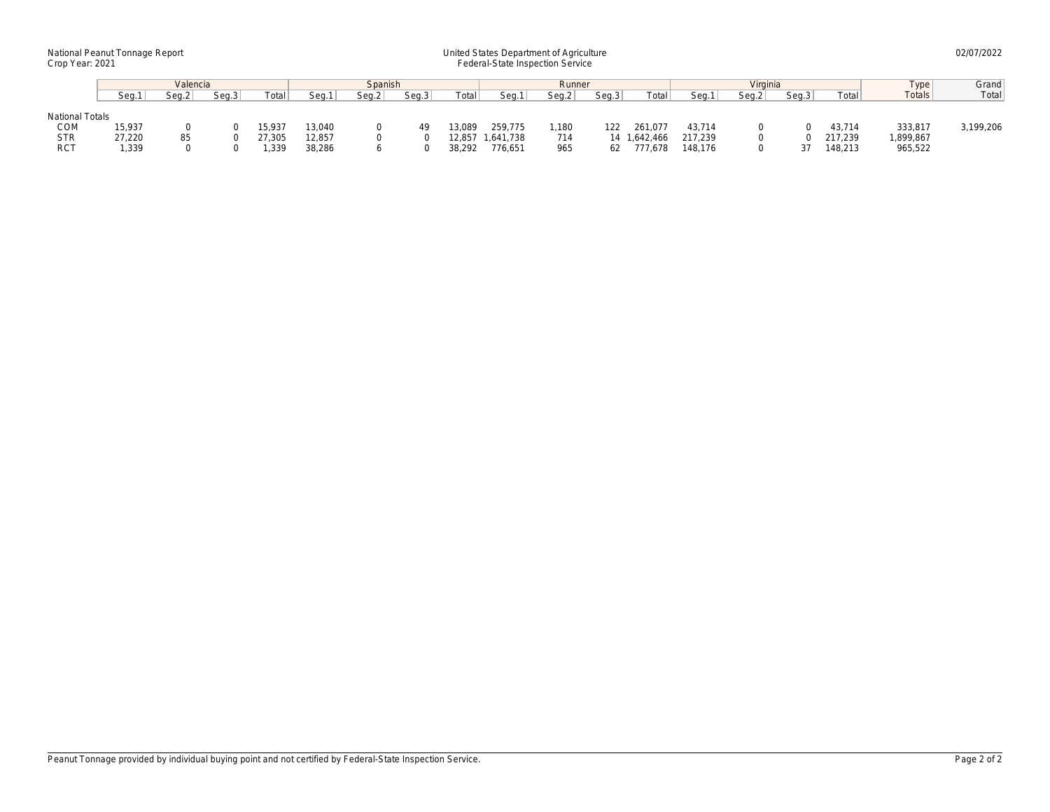| | Valencia | | | | Spanish | | | | Runner | | | | Virginia | | | | Type | Grand |
|---|---|---|---|---|---|---|---|---|---|---|---|---|---|---|---|---|---|---|
| | Seg.1 | Seg.2 | Seg.3 | Total | Seg.1 | Seg.2 | Seg.3 | Total | Seg.1 | Seg.2 | Seg.3 | Total | Seg.1 | Seg.2 | Seg.3 | Total | Totals | Total |
| National Totals | | | | | | | | | | | | | | | | | | |
| COM | 15,937 | 0 | 0 | 15,937 | 13,040 | 0 | 49 | 13,089 | 259,775 | 1,180 | 122 | 261,077 | 43,714 | 0 | 0 | 43,714 | 333,817 | 3,199,206 |
| STR | 27,220 | 85 | 0 | 27,305 | 12,857 | 0 | 0 | 12,857 | 1,641,738 | 714 | 14 | 1,642,466 | 217,239 | 0 | 0 | 217,239 | 1,899,867 | |
| RCT | 1,339 | 0 | 0 | 1,339 | 38,286 | 6 | 0 | 38,292 | 776,651 | 965 | 62 | 777,678 | 148,176 | 0 | 37 | 148,213 | 965,522 | |

Peanut Tonnage provided by individual buying point and not certified by Federal-State Inspection Service.